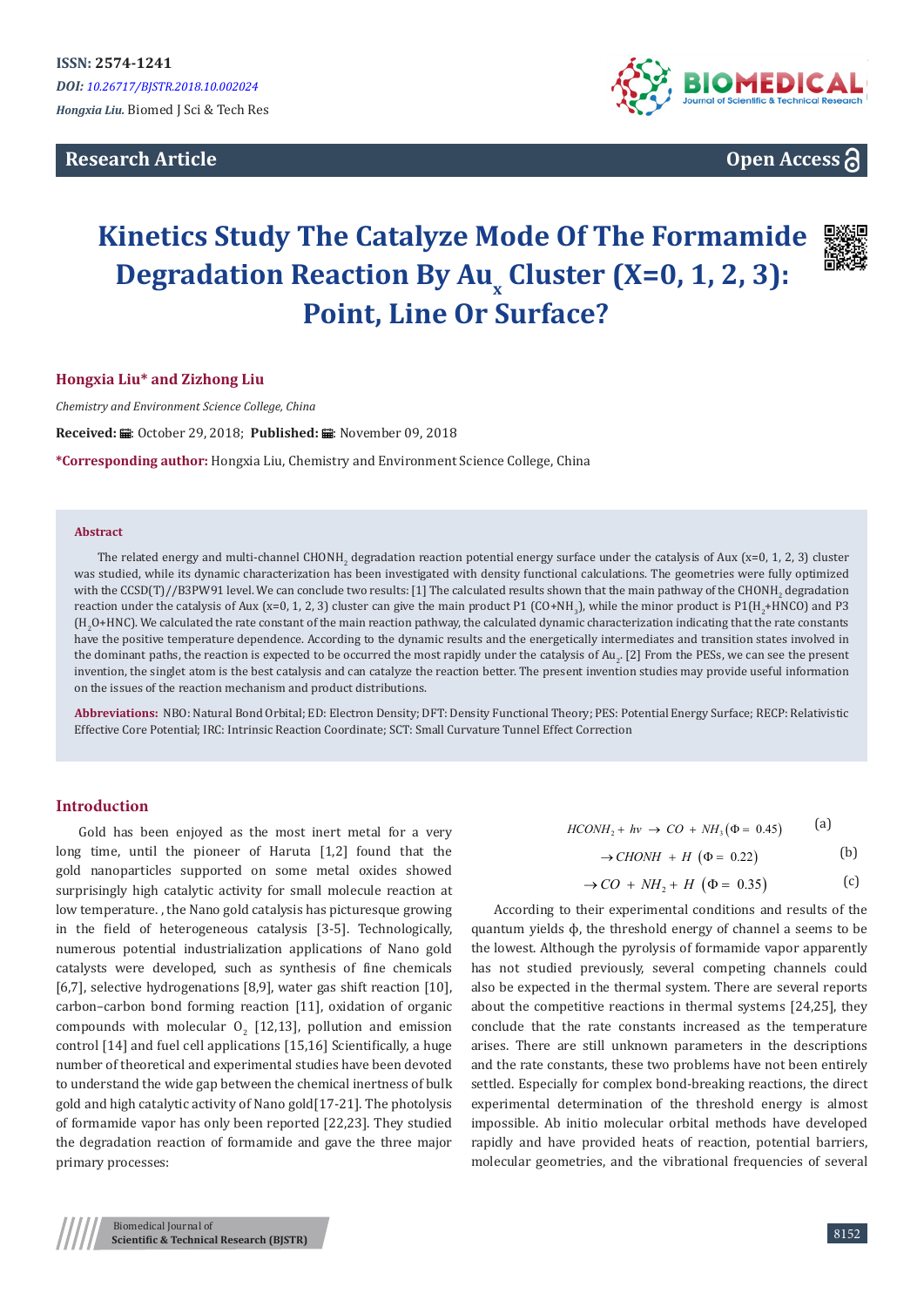ISSN: 2574-1241

*DOI: 10.26717/BJSTR.2018.10.002024*

*Hongxia Liu.* Biomed J Sci & Tech Res

**Research Article** **Open Access**

# Kinetics Study The Catalyze Mode Of The Formamide Degradation Reaction By $Au_x$ Cluster (X=0, 1, 2, 3): Point, Line Or Surface?

**Hongxia Liu\* and Zizhong Liu**

*Chemistry and Environment Science College, China*

**Received:** October 29, 2018; **Published:** November 09, 2018

**\*Corresponding author:** Hongxia Liu, Chemistry and Environment Science College, China

**Abstract**

The related energy and multi-channel $CHONH_2$ degradation reaction potential energy surface under the catalysis of Aux (x=0, 1, 2, 3) cluster was studied, while its dynamic characterization has been investigated with density functional calculations. The geometries were fully optimized with the CCSD(T)//B3PW91 level. We can conclude two results: [1] The calculated results shown that the main pathway of the $CHONH_2$ degradation reaction under the catalysis of Aux (x=0, 1, 2, 3) cluster can give the main product P1 ($CO+NH_3$), while the minor product is P1($H_2$+HNCO) and P3 ($H_2O$+HNC). We calculated the rate constant of the main reaction pathway, the calculated dynamic characterization indicating that the rate constants have the positive temperature dependence. According to the dynamic results and the energetically intermediates and transition states involved in the dominant paths, the reaction is expected to be occurred the most rapidly under the catalysis of $Au_2$. [2] From the PESs, we can see the present invention, the singlet atom is the best catalysis and can catalyze the reaction better. The present invention studies may provide useful information on the issues of the reaction mechanism and product distributions.

**Abbreviations:** NBO: Natural Bond Orbital; ED: Electron Density; DFT: Density Functional Theory; PES: Potential Energy Surface; RECP: Relativistic Effective Core Potential; IRC: Intrinsic Reaction Coordinate; SCT: Small Curvature Tunnel Effect Correction

## Introduction

Gold has been enjoyed as the most inert metal for a very long time, until the pioneer of Haruta [1,2] found that the gold nanoparticles supported on some metal oxides showed surprisingly high catalytic activity for small molecule reaction at low temperature. , the Nano gold catalysis has picturesque growing in the field of heterogeneous catalysis [3-5]. Technologically, numerous potential industrialization applications of Nano gold catalysts were developed, such as synthesis of fine chemicals [6,7], selective hydrogenations [8,9], water gas shift reaction [10], carbon–carbon bond forming reaction [11], oxidation of organic compounds with molecular $O_2$ [12,13], pollution and emission control [14] and fuel cell applications [15,16] Scientifically, a huge number of theoretical and experimental studies have been devoted to understand the wide gap between the chemical inertness of bulk gold and high catalytic activity of Nano gold[17-21]. The photolysis of formamide vapor has only been reported [22,23]. They studied the degradation reaction of formamide and gave the three major primary processes:

$$HCONH_2 + h\nu \rightarrow CO + NH_3 (\Phi = 0.45) \tag{a}$$

$$\rightarrow CHONH + H \; (\Phi = 0.22) \tag{b}$$

$$\rightarrow CO + NH_2 + H \; (\Phi = 0.35) \tag{c}$$

According to their experimental conditions and results of the quantum yields ϕ, the threshold energy of channel a seems to be the lowest. Although the pyrolysis of formamide vapor apparently has not studied previously, several competing channels could also be expected in the thermal system. There are several reports about the competitive reactions in thermal systems [24,25], they conclude that the rate constants increased as the temperature arises. There are still unknown parameters in the descriptions and the rate constants, these two problems have not been entirely settled. Especially for complex bond-breaking reactions, the direct experimental determination of the threshold energy is almost impossible. Ab initio molecular orbital methods have developed rapidly and have provided heats of reaction, potential barriers, molecular geometries, and the vibrational frequencies of several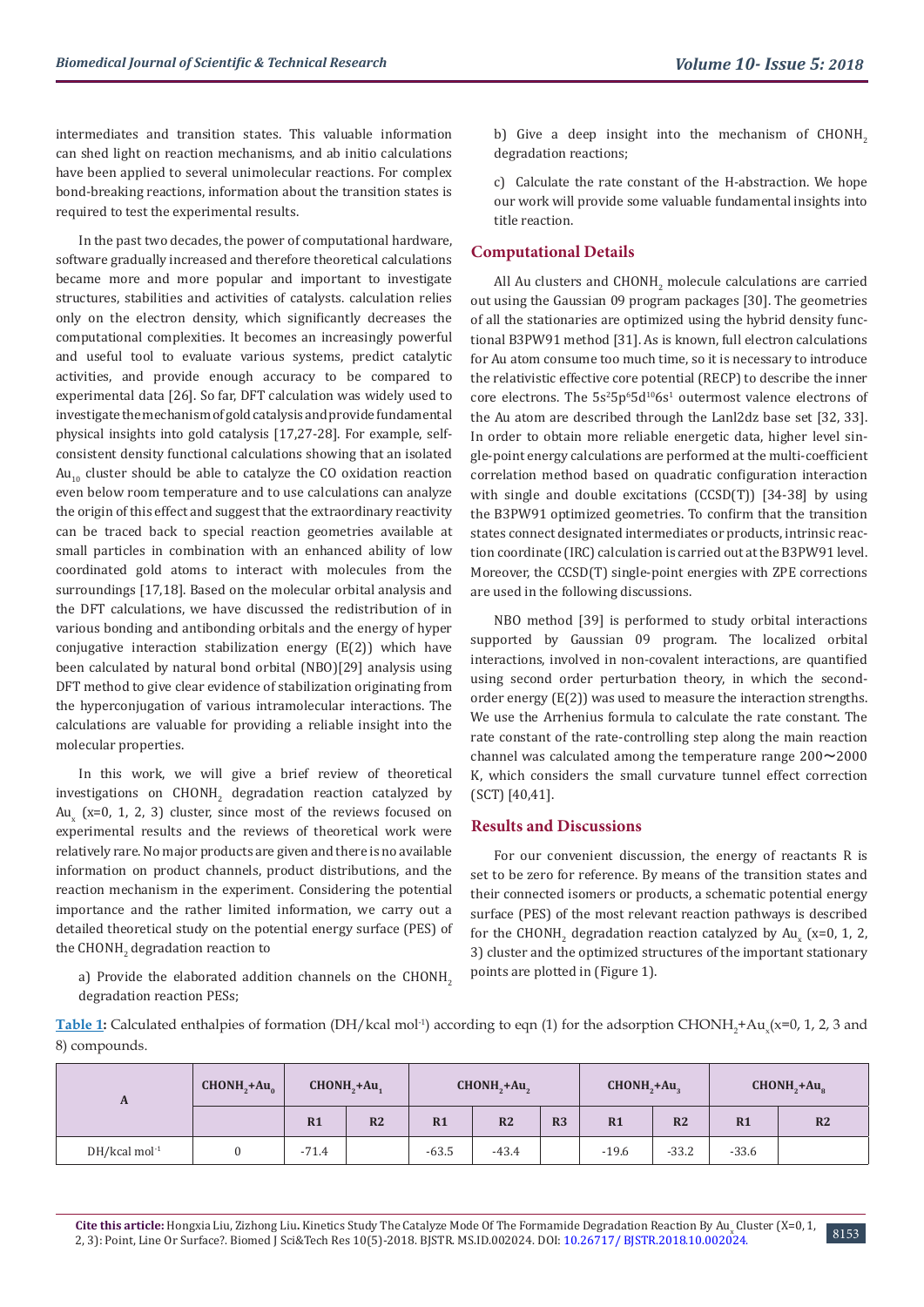intermediates and transition states. This valuable information can shed light on reaction mechanisms, and ab initio calculations have been applied to several unimolecular reactions. For complex bond-breaking reactions, information about the transition states is required to test the experimental results.

In the past two decades, the power of computational hardware, software gradually increased and therefore theoretical calculations became more and more popular and important to investigate structures, stabilities and activities of catalysts. calculation relies only on the electron density, which significantly decreases the computational complexities. It becomes an increasingly powerful and useful tool to evaluate various systems, predict catalytic activities, and provide enough accuracy to be compared to experimental data [26]. So far, DFT calculation was widely used to investigate the mechanism of gold catalysis and provide fundamental physical insights into gold catalysis [17,27-28]. For example, self-consistent density functional calculations showing that an isolated $Au_{10}$ cluster should be able to catalyze the CO oxidation reaction even below room temperature and to use calculations can analyze the origin of this effect and suggest that the extraordinary reactivity can be traced back to special reaction geometries available at small particles in combination with an enhanced ability of low coordinated gold atoms to interact with molecules from the surroundings [17,18]. Based on the molecular orbital analysis and the DFT calculations, we have discussed the redistribution of in various bonding and antibonding orbitals and the energy of hyper conjugative interaction stabilization energy (E(2)) which have been calculated by natural bond orbital (NBO)[29] analysis using DFT method to give clear evidence of stabilization originating from the hyperconjugation of various intramolecular interactions. The calculations are valuable for providing a reliable insight into the molecular properties.

In this work, we will give a brief review of theoretical investigations on $CHONH_2$ degradation reaction catalyzed by $Au_x$ (x=0, 1, 2, 3) cluster, since most of the reviews focused on experimental results and the reviews of theoretical work were relatively rare. No major products are given and there is no available information on product channels, product distributions, and the reaction mechanism in the experiment. Considering the potential importance and the rather limited information, we carry out a detailed theoretical study on the potential energy surface (PES) of the $CHONH_2$ degradation reaction to

a) Provide the elaborated addition channels on the $CHONH_2$ degradation reaction PESs;

b) Give a deep insight into the mechanism of $CHONH_2$ degradation reactions;

c) Calculate the rate constant of the H-abstraction. We hope our work will provide some valuable fundamental insights into title reaction.

## Computational Details

All Au clusters and $CHONH_2$ molecule calculations are carried out using the Gaussian 09 program packages [30]. The geometries of all the stationaries are optimized using the hybrid density functional B3PW91 method [31]. As is known, full electron calculations for Au atom consume too much time, so it is necessary to introduce the relativistic effective core potential (RECP) to describe the inner core electrons. The $5s^2 5p^6 5d^{10} 6s^1$ outermost valence electrons of the Au atom are described through the Lanl2dz base set [32, 33]. In order to obtain more reliable energetic data, higher level single-point energy calculations are performed at the multi-coefficient correlation method based on quadratic configuration interaction with single and double excitations (CCSD(T)) [34-38] by using the B3PW91 optimized geometries. To confirm that the transition states connect designated intermediates or products, intrinsic reaction coordinate (IRC) calculation is carried out at the B3PW91 level. Moreover, the CCSD(T) single-point energies with ZPE corrections are used in the following discussions.

NBO method [39] is performed to study orbital interactions supported by Gaussian 09 program. The localized orbital interactions, involved in non-covalent interactions, are quantified using second order perturbation theory, in which the second-order energy (E(2)) was used to measure the interaction strengths. We use the Arrhenius formula to calculate the rate constant. The rate constant of the rate-controlling step along the main reaction channel was calculated among the temperature range 200∼2000 K, which considers the small curvature tunnel effect correction (SCT) [40,41].

## Results and Discussions

For our convenient discussion, the energy of reactants R is set to be zero for reference. By means of the transition states and their connected isomers or products, a schematic potential energy surface (PES) of the most relevant reaction pathways is described for the $CHONH_2$ degradation reaction catalyzed by $Au_x$ (x=0, 1, 2, 3) cluster and the optimized structures of the important stationary points are plotted in (Figure 1).

**Table 1:** Calculated enthalpies of formation (DH/kcal $mol^{-1}$) according to eqn (1) for the adsorption $CHONH_2$+$Au_x$(x=0, 1, 2, 3 and 8) compounds.

| A | $CHONH_2$+$Au_0$ | $CHONH_2$+$Au_1$ | | $CHONH_2$+$Au_2$ | | | $CHONH_2$+$Au_3$ | | $CHONH_2$+$Au_8$ | |
|---|---|---|---|---|---|---|---|---|---|---|
| | | R1 | R2 | R1 | R2 | R3 | R1 | R2 | R1 | R2 |
| DH/kcal $mol^{-1}$ | 0 | -71.4 | | -63.5 | -43.4 | | -19.6 | -33.2 | -33.6 | |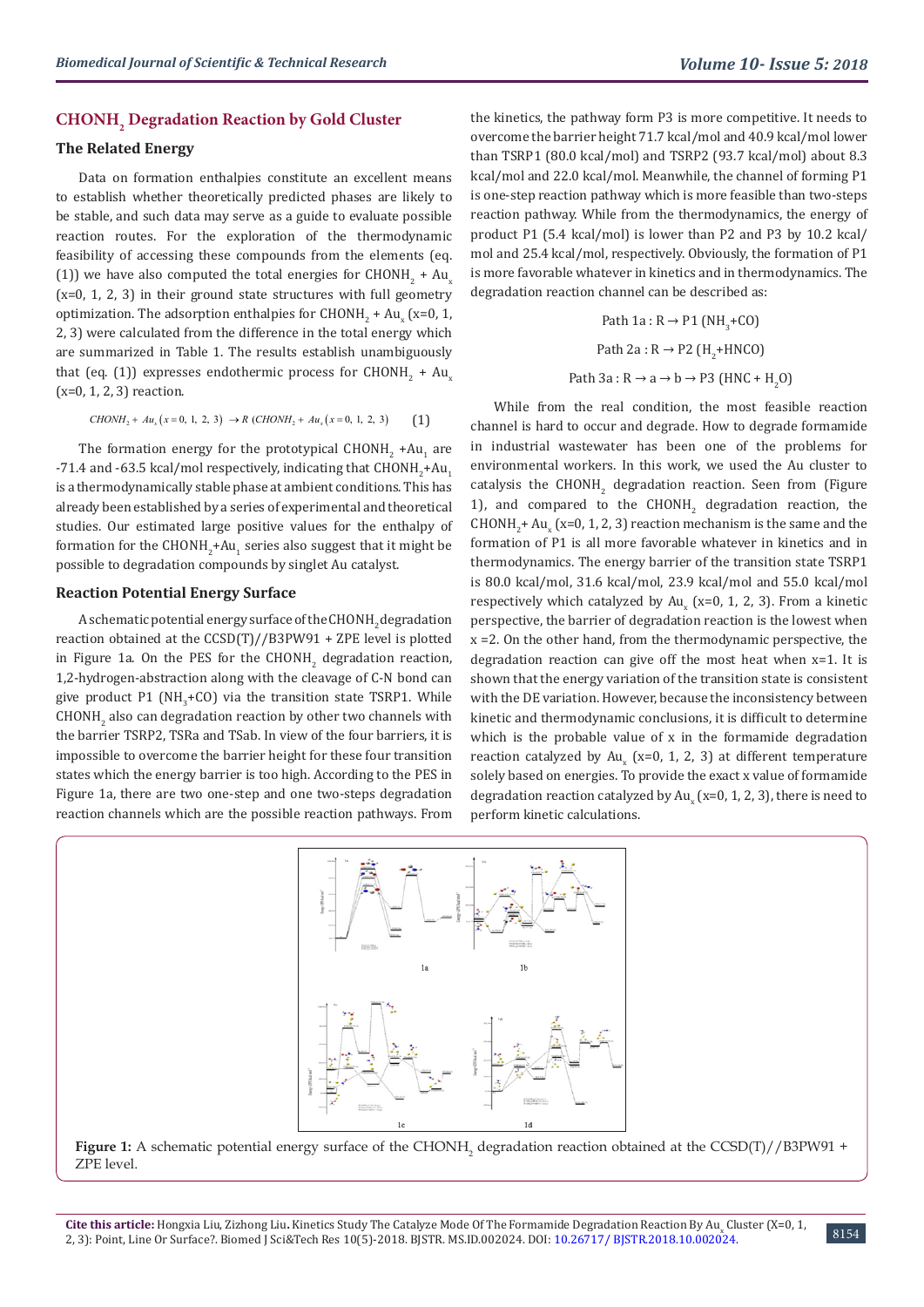## $CHONH_2$ Degradation Reaction by Gold Cluster

### The Related Energy

Data on formation enthalpies constitute an excellent means to establish whether theoretically predicted phases are likely to be stable, and such data may serve as a guide to evaluate possible reaction routes. For the exploration of the thermodynamic feasibility of accessing these compounds from the elements (eq. (1)) we have also computed the total energies for $CHONH_2$ + $Au_x$ (x=0, 1, 2, 3) in their ground state structures with full geometry optimization. The adsorption enthalpies for $CHONH_2$ + $Au_x$ (x=0, 1, 2, 3) were calculated from the difference in the total energy which are summarized in Table 1. The results establish unambiguously that (eq. (1)) expresses endothermic process for $CHONH_2$ + $Au_x$ (x=0, 1, 2, 3) reaction.

$$CHONH_2 + Au_x(x=0,\ 1,\ 2,\ 3) \rightarrow R\ (CHONH_2 + Au_x(x=0,\ 1,\ 2,\ 3) \qquad (1)$$

The formation energy for the prototypical $CHONH_2$ +$Au_1$ are -71.4 and -63.5 kcal/mol respectively, indicating that $CHONH_2$+$Au_1$ is a thermodynamically stable phase at ambient conditions. This has already been established by a series of experimental and theoretical studies. Our estimated large positive values for the enthalpy of formation for the $CHONH_2$+$Au_1$ series also suggest that it might be possible to degradation compounds by singlet Au catalyst.

### Reaction Potential Energy Surface

A schematic potential energy surface of the $CHONH_2$ degradation reaction obtained at the CCSD(T)//B3PW91 + ZPE level is plotted in Figure 1a. On the PES for the $CHONH_2$ degradation reaction, 1,2-hydrogen-abstraction along with the cleavage of C-N bond can give product P1 ($NH_3$+CO) via the transition state TSRP1. While $CHONH_2$ also can degradation reaction by other two channels with the barrier TSRP2, TSRa and TSab. In view of the four barriers, it is impossible to overcome the barrier height for these four transition states which the energy barrier is too high. According to the PES in Figure 1a, there are two one-step and one two-steps degradation reaction channels which are the possible reaction pathways. From the kinetics, the pathway form P3 is more competitive. It needs to overcome the barrier height 71.7 kcal/mol and 40.9 kcal/mol lower than TSRP1 (80.0 kcal/mol) and TSRP2 (93.7 kcal/mol) about 8.3 kcal/mol and 22.0 kcal/mol. Meanwhile, the channel of forming P1 is one-step reaction pathway which is more feasible than two-steps reaction pathway. While from the thermodynamics, the energy of product P1 (5.4 kcal/mol) is lower than P2 and P3 by 10.2 kcal/mol and 25.4 kcal/mol, respectively. Obviously, the formation of P1 is more favorable whatever in kinetics and in thermodynamics. The degradation reaction channel can be described as:

Path 1a : R → P1 ($NH_3$+CO)

Path 2a : R → P2 ($H_2$+HNCO)

Path 3a : R → a → b → P3 (HNC + $H_2O$)

While from the real condition, the most feasible reaction channel is hard to occur and degrade. How to degrade formamide in industrial wastewater has been one of the problems for environmental workers. In this work, we used the Au cluster to catalysis the $CHONH_2$ degradation reaction. Seen from (Figure 1), and compared to the $CHONH_2$ degradation reaction, the $CHONH_2$+ $Au_x$ (x=0, 1, 2, 3) reaction mechanism is the same and the formation of P1 is all more favorable whatever in kinetics and thermodynamics. The energy barrier of the transition state TSRP1 is 80.0 kcal/mol, 31.6 kcal/mol, 23.9 kcal/mol and 55.0 kcal/mol respectively which catalyzed by $Au_x$ (x=0, 1, 2, 3). From a kinetic perspective, the barrier of degradation reaction is the lowest when x =2. On the other hand, from the thermodynamic perspective, the degradation reaction can give off the most heat when x=1. It is shown that the energy variation of the transition state is consistent with the DE variation. However, because the inconsistency between kinetic and thermodynamic conclusions, it is difficult to determine which is the probable value of x in the formamide degradation reaction catalyzed by $Au_x$ (x=0, 1, 2, 3) at different temperature solely based on energies. To provide the exact x value of formamide degradation reaction catalyzed by $Au_x$ (x=0, 1, 2, 3), there is need to perform kinetic calculations.

**Figure 1:** A schematic potential energy surface of the $CHONH_2$ degradation reaction obtained at the CCSD(T)//B3PW91 + ZPE level.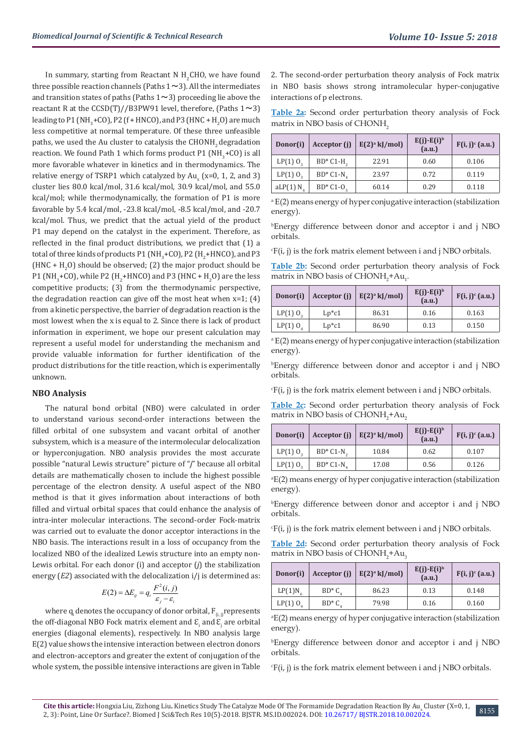In summary, starting from Reactant N $H_2CHO$, we have found three possible reaction channels (Paths 1∼3). All the intermediates and transition states of paths (Paths 1∼3) proceeding lie above the reactant R at the CCSD(T)//B3PW91 level, therefore, (Paths 1∼3) leading to P1 ($NH_3$+CO), P2 (f + HNCO), and P3 (HNC + $H_2O$) are much less competitive at normal temperature. Of these three unfeasible paths, we used the Au cluster to catalysis the $CHONH_2$ degradation reaction. We found Path 1 which forms product P1 ($NH_3$+CO) is all more favorable whatever in kinetics and in thermodynamics. The relative energy of TSRP1 which catalyzed by $Au_x$ (x=0, 1, 2, and 3) cluster lies 80.0 kcal/mol, 31.6 kcal/mol, 30.9 kcal/mol, and 55.0 kcal/mol; while thermodynamically, the formation of P1 is more favorable by 5.4 kcal/mol, -23.8 kcal/mol, -8.5 kcal/mol, and -20.7 kcal/mol. Thus, we predict that the actual yield of the product P1 may depend on the catalyst in the experiment. Therefore, as reflected in the final product distributions, we predict that (1) a total of three kinds of products P1 ($NH_3$+CO), P2 ($H_2$+HNCO), and P3 (HNC + $H_2O$) should be observed; (2) the major product should be P1 ($NH_3$+CO), while P2 ($H_2$+HNCO) and P3 (HNC + $H_2O$) are the less competitive products; (3) from the thermodynamic perspective, the degradation reaction can give off the most heat when x=1; (4) from a kinetic perspective, the barrier of degradation reaction is the most lowest when the x is equal to 2. Since there is lack of product information in experiment, we hope our present calculation may represent a useful model for understanding the mechanism and provide valuable information for further identification of the product distributions for the title reaction, which is experimentally unknown.

### NBO Analysis

The natural bond orbital (NBO) were calculated in order to understand various second-order interactions between the filled orbital of one subsystem and vacant orbital of another subsystem, which is a measure of the intermolecular delocalization or hyperconjugation. NBO analysis provides the most accurate possible "natural Lewis structure" picture of "*j*" because all orbital details are mathematically chosen to include the highest possible percentage of the electron density. A useful aspect of the NBO method is that it gives information about interactions of both filled and virtual orbital spaces that could enhance the analysis of intra-inter molecular interactions. The second-order Fock-matrix was carried out to evaluate the donor acceptor interactions in the NBO basis. The interactions result in a loss of occupancy from the localized NBO of the idealized Lewis structure into an empty non-Lewis orbital. For each donor (i) and acceptor (*j*) the stabilization energy (*E2*) associated with the delocalization i/j is determined as:

$$E(2) = \Delta E_{ij} = q_i \frac{F^2(i,j)}{\varepsilon_j - \varepsilon_i}$$

where $q_i$ denotes the occupancy of donor orbital, $F_{(i,j)}$ represents the off-diagonal NBO Fock matrix element and $\varepsilon_i$ and $\varepsilon_j$ are orbital energies (diagonal elements), respectively. In NBO analysis large E(2) value shows the intensive interaction between electron donors and electron-acceptors and greater the extent of conjugation of the whole system, the possible intensive interactions are given in Table 2. The second-order perturbation theory analysis of Fock matrix in NBO basis shows strong intramolecular hyper-conjugative interactions of p electrons.

**Table 2a:** Second order perturbation theory analysis of Fock matrix in NBO basis of $CHONH_2$

| Donor(i) | Acceptor (j) | E(2)[a] kJ/mol) | E(j)-E(i)[b] (a.u.) | F(i, j)[c] (a.u.) |
|---|---|---|---|---|
| LP(1) $O_3$ | BD* C1-$H_2$ | 22.91 | 0.60 | 0.106 |
| LP(1) $O_3$ | BD* C1-$N_4$ | 23.97 | 0.72 | 0.119 |
| aLP(1) $N_4$ | BD* C1-$O_3$ | 60.14 | 0.29 | 0.118 |

[a] E(2) means energy of hyper conjugative interaction (stabilization energy).

[b] Energy difference between donor and acceptor i and j NBO orbitals.

[c] F(i, j) is the fork matrix element between i and j NBO orbitals.

**Table 2b:** Second order perturbation theory analysis of Fock matrix in NBO basis of $CHONH_2$+$Au_1$.

| Donor(i) | Acceptor (j) | E(2)[a] kJ/mol) | E(j)-E(i)[b] (a.u.) | F(i, j)[c] (a.u.) |
|---|---|---|---|---|
| LP(1) $O_3$ | Lp*c1 | 86.31 | 0.16 | 0.163 |
| LP(1) $O_4$ | Lp*c1 | 86.90 | 0.13 | 0.150 |

[a] E(2) means energy of hyper conjugative interaction (stabilization energy).

[b] Energy difference between donor and acceptor i and j NBO orbitals.

[c] F(i, j) is the fork matrix element between i and j NBO orbitals.

**Table 2c:** Second order perturbation theory analysis of Fock matrix in NBO basis of $CHONH_2$+$Au_2$

| Donor(i) | Acceptor (j) | E(2)[a] kJ/mol) | E(j)-E(i)[b] (a.u.) | F(i, j)[c] (a.u.) |
|---|---|---|---|---|
| LP(1) $O_3$ | BD* C1-$N_2$ | 10.84 | 0.62 | 0.107 |
| LP(1) $O_3$ | BD* C1-$N_4$ | 17.08 | 0.56 | 0.126 |

[a] E(2) means energy of hyper conjugative interaction (stabilization energy).

[b] Energy difference between donor and acceptor i and j NBO orbitals.

[c] F(i, j) is the fork matrix element between i and j NBO orbitals.

**Table 2d:** Second order perturbation theory analysis of Fock matrix in NBO basis of $CHONH_2$+$Au_3$

| Donor(i) | Acceptor (j) | E(2)[a] kJ/mol) | E(j)-E(i)[b] (a.u.) | F(i, j)[c] (a.u.) |
|---|---|---|---|---|
| LP(1)$N_6$ | BD* $C_4$ | 86.23 | 0.13 | 0.148 |
| LP(1) $O_9$ | BD* $C_4$ | 79.98 | 0.16 | 0.160 |

[a] E(2) means energy of hyper conjugative interaction (stabilization energy).

[b] Energy difference between donor and acceptor i and j NBO orbitals.

[c] F(i, j) is the fork matrix element between i and j NBO orbitals.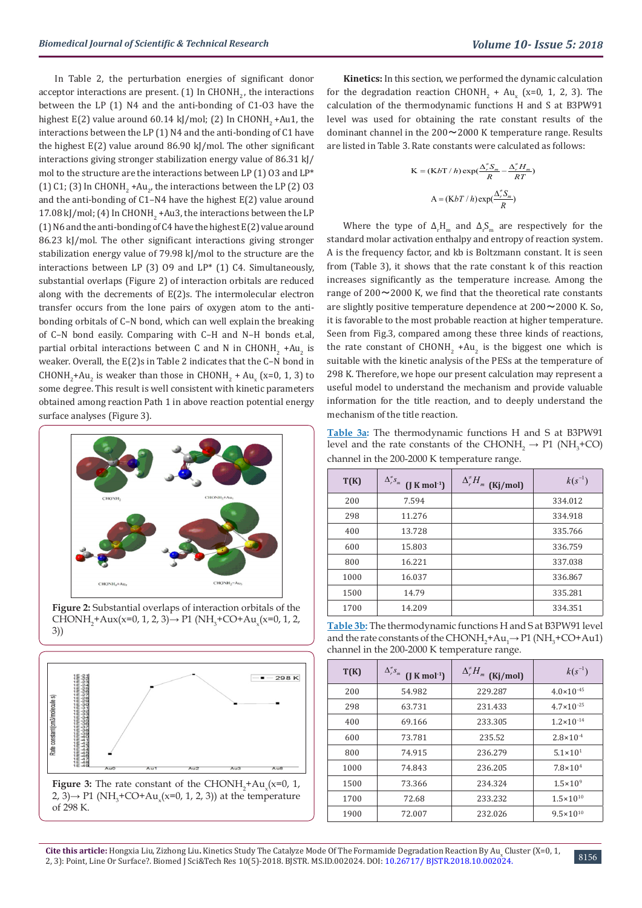In Table 2, the perturbation energies of significant donor acceptor interactions are present. (1) In $CHONH_2$, the interactions between the LP (1) N4 and the anti-bonding of C1-O3 have the highest E(2) value around 60.14 kJ/mol; (2) In $CHONH_2$ +Au1, the interactions between the LP (1) N4 and the anti-bonding of C1 have the highest E(2) value around 86.90 kJ/mol. The other significant interactions giving stronger stabilization energy value of 86.31 kJ/mol to the structure are the interactions between LP (1) O3 and LP* (1) C1; (3) In $CHONH_2$ +$Au_2$, the interactions between the LP (2) O3 and the anti-bonding of C1–N4 have the highest E(2) value around 17.08 kJ/mol; (4) In $CHONH_2$ +Au3, the interactions between the LP (1) N6 and the anti-bonding of C4 have the highest E(2) value around 86.23 kJ/mol. The other significant interactions giving stronger stabilization energy value of 79.98 kJ/mol to the structure are the interactions between LP (3) O9 and LP* (1) C4. Simultaneously, substantial overlaps (Figure 2) of interaction orbitals are reduced along with the decrements of E(2)s. The intermolecular electron transfer occurs from the lone pairs of oxygen atom to the anti-bonding orbitals of C–N bond, which can well explain the breaking of C–N bond easily. Comparing with C–H and N–H bonds et.al, partial orbital interactions between C and N in $CHONH_2$ +$Au_2$ is weaker. Overall, the E(2)s in Table 2 indicates that the C–N bond in $CHONH_2$+$Au_2$ is weaker than those in $CHONH_2$ + $Au_x$ (x=0, 1, 3) to some degree. This result is well consistent with kinetic parameters obtained among reaction Path 1 in above reaction potential energy surface analyses (Figure 3).

**Figure 2:** Substantial overlaps of interaction orbitals of the $CHONH_2$+Aux(x=0, 1, 2, 3)→ P1 ($NH_3$+CO+$Au_x$(x=0, 1, 2, 3))

**Figure 3:** The rate constant of the $CHONH_2$+$Au_x$(x=0, 1, 2, 3)→ P1 ($NH_3$+CO+$Au_x$(x=0, 1, 2, 3)) at the temperature of 298 K.

**Kinetics:** In this section, we performed the dynamic calculation for the degradation reaction $CHONH_2$ + $Au_x$ (x=0, 1, 2, 3). The calculation of the thermodynamic functions H and S at B3PW91 level was used for obtaining the rate constant results of the dominant channel in the 200∼2000 K temperature range. Results are listed in Table 3. Rate constants were calculated as follows:

$$K = (KbT/h)\exp\left(\frac{\Delta_r^{\neq} S_m}{R} - \frac{\Delta_r^{\neq} H_m}{RT}\right)$$

$$A = (KbT/h)\exp\left(\frac{\Delta_r^{\neq} S_m}{R}\right)$$

Where the type of $\Delta_r H_m$ and $\Delta_r S_m$ are respectively for the standard molar activation enthalpy and entropy of reaction system. A is the frequency factor, and kb is Boltzmann constant. It is seen from (Table 3), it shows that the rate constant k of this reaction increases significantly as the temperature increase. Among the range of 200∼2000 K, we find that the theoretical rate constants are slightly positive temperature dependence at 200∼2000 K. So, it is favorable to the most probable reaction at higher temperature. Seen from Fig.3, compared among these three kinds of reactions, the rate constant of $CHONH_2$ +$Au_2$ is the biggest one which is suitable with the kinetic analysis of the PESs at the temperature of 298 K. Therefore, we hope our present calculation may represent a useful model to understand the mechanism and provide valuable information for the title reaction, and to deeply understand the mechanism of the title reaction.

**Table 3a:** The thermodynamic functions H and S at B3PW91 level and the rate constants of the $CHONH_2$ → P1 ($NH_3$+CO) channel in the 200-2000 K temperature range.

| T(K) | $\Delta_r^{\neq} S_m$ (J K mol$^{-1}$) | $\Delta_r^{\neq} H_m$ (Kj/mol) | $k(s^{-1})$ |
|---|---|---|---|
| 200 | 7.594 | | 334.012 |
| 298 | 11.276 | | 334.918 |
| 400 | 13.728 | | 335.766 |
| 600 | 15.803 | | 336.759 |
| 800 | 16.221 | | 337.038 |
| 1000 | 16.037 | | 336.867 |
| 1500 | 14.79 | | 335.281 |
| 1700 | 14.209 | | 334.351 |

**Table 3b:** The thermodynamic functions H and S at B3PW91 level and the rate constants of the $CHONH_2$+$Au_1$→ P1 ($NH_3$+CO+Au1) channel in the 200-2000 K temperature range.

| T(K) | $\Delta_r^{\neq} S_m$ (J K mol$^{-1}$) | $\Delta_r^{\neq} H_m$ (Kj/mol) | $k(s^{-1})$ |
|---|---|---|---|
| 200 | 54.982 | 229.287 | $4.0\times10^{-45}$ |
| 298 | 63.731 | 231.433 | $4.7\times10^{-25}$ |
| 400 | 69.166 | 233.305 | $1.2\times10^{-14}$ |
| 600 | 73.781 | 235.52 | $2.8\times10^{-4}$ |
| 800 | 74.915 | 236.279 | $5.1\times10^{1}$ |
| 1000 | 74.843 | 236.205 | $7.8\times10^{4}$ |
| 1500 | 73.366 | 234.324 | $1.5\times10^{9}$ |
| 1700 | 72.68 | 233.232 | $1.5\times10^{10}$ |
| 1900 | 72.007 | 232.026 | $9.5\times10^{10}$ |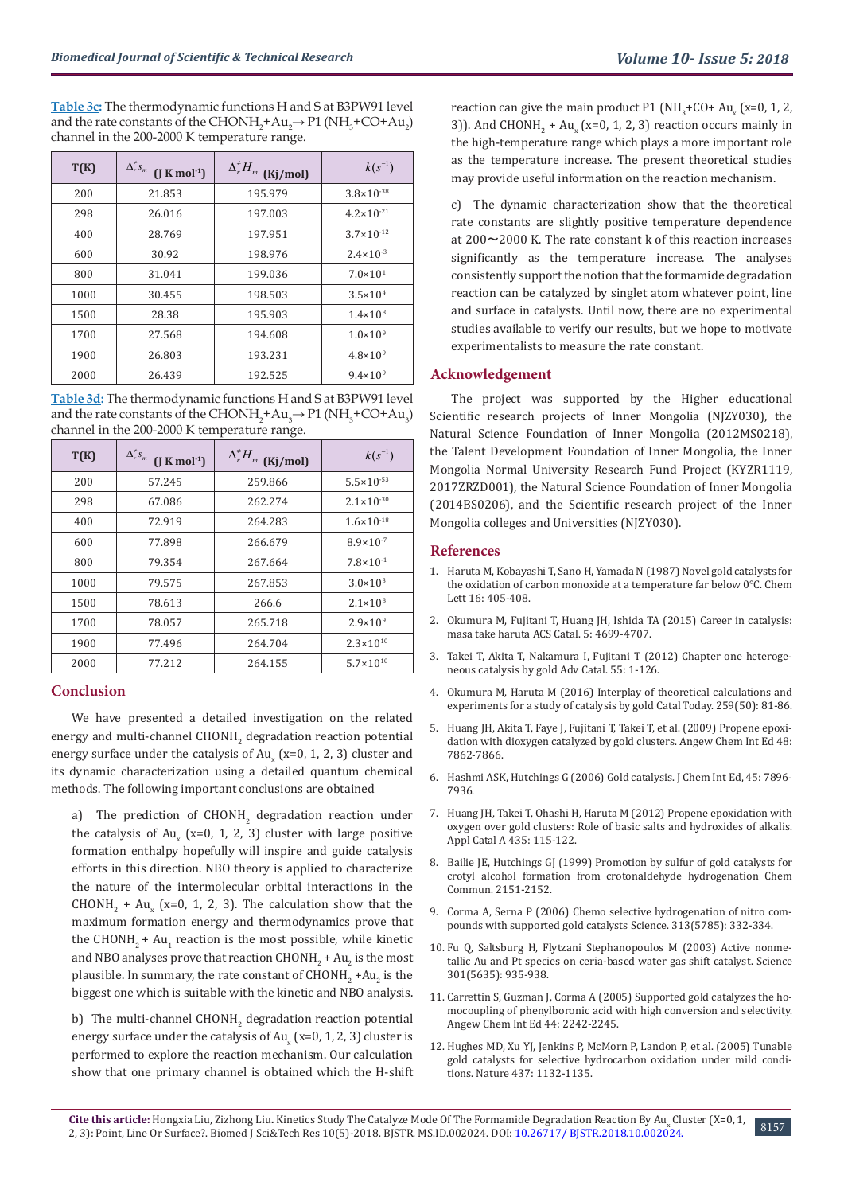**Table 3c:** The thermodynamic functions H and S at B3PW91 level and the rate constants of the $CHONH_2+Au_2 \rightarrow P1$ ($NH_3+CO+Au_2$) channel in the 200-2000 K temperature range.

| T(K) | $\Delta_r^{\neq} S_m$ (J K mol$^{-1}$) | $\Delta_r^{\neq} H_m$ (Kj/mol) | $k(s^{-1})$ |
|---|---|---|---|
| 200 | 21.853 | 195.979 | $3.8\times10^{-38}$ |
| 298 | 26.016 | 197.003 | $4.2\times10^{-21}$ |
| 400 | 28.769 | 197.951 | $3.7\times10^{-12}$ |
| 600 | 30.92 | 198.976 | $2.4\times10^{-3}$ |
| 800 | 31.041 | 199.036 | $7.0\times10^{1}$ |
| 1000 | 30.455 | 198.503 | $3.5\times10^{4}$ |
| 1500 | 28.38 | 195.903 | $1.4\times10^{8}$ |
| 1700 | 27.568 | 194.608 | $1.0\times10^{9}$ |
| 1900 | 26.803 | 193.231 | $4.8\times10^{9}$ |
| 2000 | 26.439 | 192.525 | $9.4\times10^{9}$ |

**Table 3d:** The thermodynamic functions H and S at B3PW91 level and the rate constants of the $CHONH_2+Au_3 \rightarrow P1$ ($NH_3+CO+Au_3$) channel in the 200-2000 K temperature range.

| T(K) | $\Delta_r^{\neq} S_m$ (J K mol$^{-1}$) | $\Delta_r^{\neq} H_m$ (Kj/mol) | $k(s^{-1})$ |
|---|---|---|---|
| 200 | 57.245 | 259.866 | $5.5\times10^{-53}$ |
| 298 | 67.086 | 262.274 | $2.1\times10^{-30}$ |
| 400 | 72.919 | 264.283 | $1.6\times10^{-18}$ |
| 600 | 77.898 | 266.679 | $8.9\times10^{-7}$ |
| 800 | 79.354 | 267.664 | $7.8\times10^{-1}$ |
| 1000 | 79.575 | 267.853 | $3.0\times10^{3}$ |
| 1500 | 78.613 | 266.6 | $2.1\times10^{8}$ |
| 1700 | 78.057 | 265.718 | $2.9\times10^{9}$ |
| 1900 | 77.496 | 264.704 | $2.3\times10^{10}$ |
| 2000 | 77.212 | 264.155 | $5.7\times10^{10}$ |

## Conclusion

We have presented a detailed investigation on the related energy and multi-channel $CHONH_2$ degradation reaction potential energy surface under the catalysis of $Au_x$ (x=0, 1, 2, 3) cluster and its dynamic characterization using a detailed quantum chemical methods. The following important conclusions are obtained

a) The prediction of $CHONH_2$ degradation reaction under the catalysis of $Au_x$ (x=0, 1, 2, 3) cluster with large positive formation enthalpy hopefully will inspire and guide catalysis efforts in this direction. NBO theory is applied to characterize the nature of the intermolecular orbital interactions in the $CHONH_2$ + $Au_x$ (x=0, 1, 2, 3). The calculation show that the maximum formation energy and thermodynamics prove that the $CHONH_2$ + $Au_1$ reaction is the most possible, while kinetic and NBO analyses prove that reaction $CHONH_2$ + $Au_2$ is the most plausible. In summary, the rate constant of $CHONH_2$ +$Au_2$ is the biggest one which is suitable with the kinetic and NBO analysis.

b) The multi-channel $CHONH_2$ degradation reaction potential energy surface under the catalysis of $Au_x$ (x=0, 1, 2, 3) cluster is performed to explore the reaction mechanism. Our calculation show that one primary channel is obtained which the H-shift reaction can give the main product P1 ($NH_3$+CO+ $Au_x$ (x=0, 1, 2, 3)). And $CHONH_2$ + $Au_x$ (x=0, 1, 2, 3) reaction occurs mainly in the high-temperature range which plays a more important role as the temperature increase. The present theoretical studies may provide useful information on the reaction mechanism.

c) The dynamic characterization show that the theoretical rate constants are slightly positive temperature dependence at 200～2000 K. The rate constant k of this reaction increases significantly as the temperature increase. The analyses consistently support the notion that the formamide degradation reaction can be catalyzed by singlet atom whatever point, line and surface in catalysts. Until now, there are no experimental studies available to verify our results, but we hope to motivate experimentalists to measure the rate constant.

## Acknowledgement

The project was supported by the Higher educational Scientific research projects of Inner Mongolia (NJZY030), the Natural Science Foundation of Inner Mongolia (2012MS0218), the Talent Development Foundation of Inner Mongolia, the Inner Mongolia Normal University Research Fund Project (KYZR1119, 2017ZRZD001), the Natural Science Foundation of Inner Mongolia (2014BS0206), and the Scientific research project of the Inner Mongolia colleges and Universities (NJZY030).

## References

1. Haruta M, Kobayashi T, Sano H, Yamada N (1987) Novel gold catalysts for the oxidation of carbon monoxide at a temperature far below 0°C. Chem Lett 16: 405-408.
2. Okumura M, Fujitani T, Huang JH, Ishida TA (2015) Career in catalysis: masa take haruta ACS Catal. 5: 4699-4707.
3. Takei T, Akita T, Nakamura I, Fujitani T (2012) Chapter one heterogeneous catalysis by gold Adv Catal. 55: 1-126.
4. Okumura M, Haruta M (2016) Interplay of theoretical calculations and experiments for a study of catalysis by gold Catal Today. 259(50): 81-86.
5. Huang JH, Akita T, Faye J, Fujitani T, Takei T, et al. (2009) Propene epoxidation with dioxygen catalyzed by gold clusters. Angew Chem Int Ed 48: 7862-7866.
6. Hashmi ASK, Hutchings G (2006) Gold catalysis. J Chem Int Ed, 45: 7896-7936.
7. Huang JH, Takei T, Ohashi H, Haruta M (2012) Propene epoxidation with oxygen over gold clusters: Role of basic salts and hydroxides of alkalis. Appl Catal A 435: 115-122.
8. Bailie JE, Hutchings GJ (1999) Promotion by sulfur of gold catalysts for crotyl alcohol formation from crotonaldehyde hydrogenation Chem Commun. 2151-2152.
9. Corma A, Serna P (2006) Chemo selective hydrogenation of nitro compounds with supported gold catalysts Science. 313(5785): 332-334.
10. Fu Q, Saltsburg H, Flytzani Stephanopoulos M (2003) Active nonmetallic Au and Pt species on ceria-based water gas shift catalyst. Science 301(5635): 935-938.
11. Carrettin S, Guzman J, Corma A (2005) Supported gold catalyzes the homocoupling of phenylboronic acid with high conversion and selectivity. Angew Chem Int Ed 44: 2242-2245.
12. Hughes MD, Xu YJ, Jenkins P, McMorn P, Landon P, et al. (2005) Tunable gold catalysts for selective hydrocarbon oxidation under mild conditions. Nature 437: 1132-1135.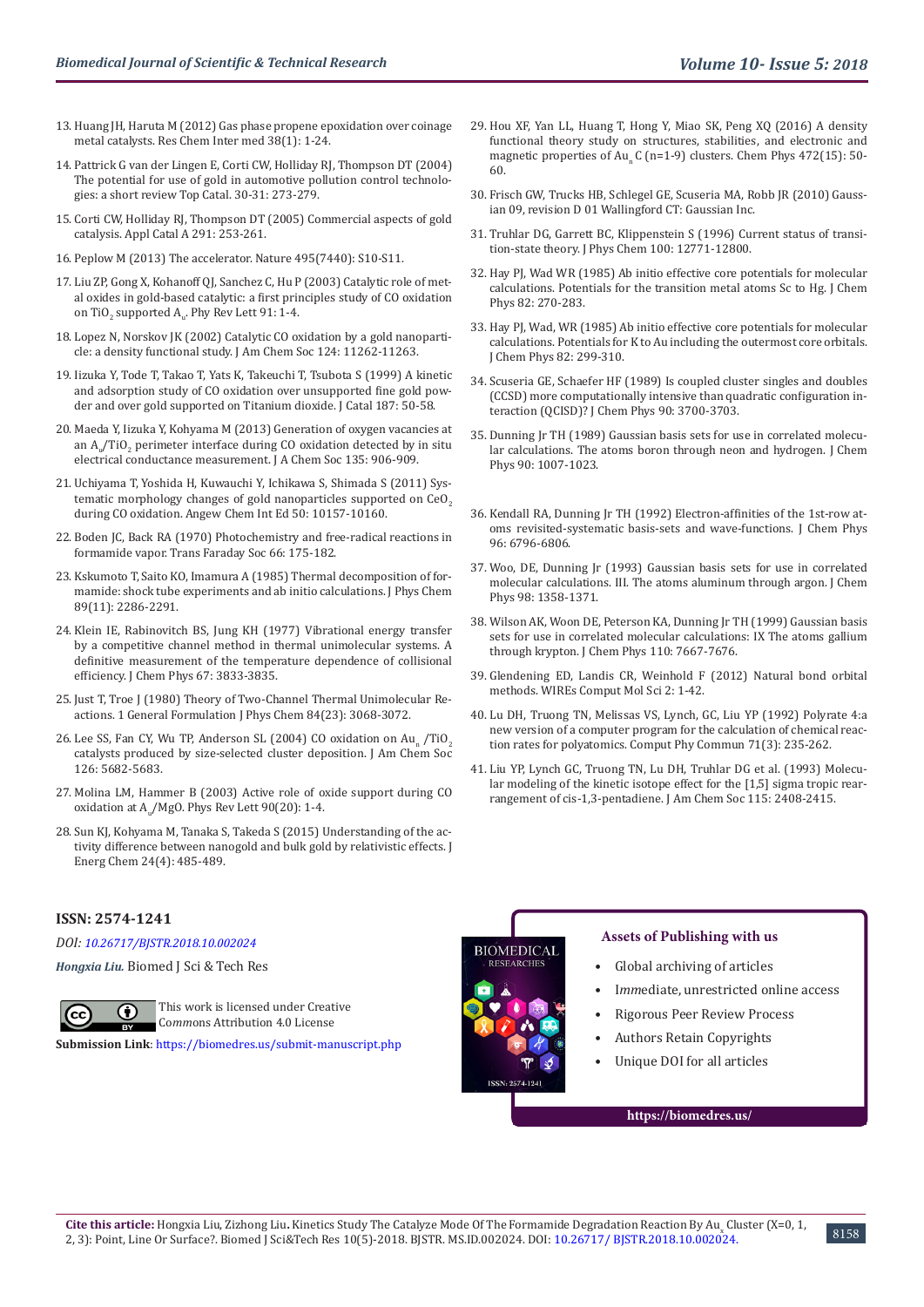13. Huang JH, Haruta M (2012) Gas phase propene epoxidation over coinage metal catalysts. Res Chem Inter med 38(1): 1-24.

14. Pattrick G van der Lingen E, Corti CW, Holliday RJ, Thompson DT (2004) The potential for use of gold in automotive pollution control technologies: a short review Top Catal. 30-31: 273-279.

15. Corti CW, Holliday RJ, Thompson DT (2005) Commercial aspects of gold catalysis. Appl Catal A 291: 253-261.

16. Peplow M (2013) The accelerator. Nature 495(7440): S10-S11.

17. Liu ZP, Gong X, Kohanoff QJ, Sanchez C, Hu P (2003) Catalytic role of metal oxides in gold-based catalytic: a first principles study of CO oxidation on $TiO_2$ supported $A_u$. Phy Rev Lett 91: 1-4.

18. Lopez N, Norskov JK (2002) Catalytic CO oxidation by a gold nanoparticle: a density functional study. J Am Chem Soc 124: 11262-11263.

19. Iizuka Y, Tode T, Takao T, Yats K, Takeuchi T, Tsubota S (1999) A kinetic and adsorption study of CO oxidation over unsupported fine gold powder and over gold supported on Titanium dioxide. J Catal 187: 50-58.

20. Maeda Y, Iizuka Y, Kohyama M (2013) Generation of oxygen vacancies at an $A_u/TiO_2$ perimeter interface during CO oxidation detected by in situ electrical conductance measurement. J A Chem Soc 135: 906-909.

21. Uchiyama T, Yoshida H, Kuwauchi Y, Ichikawa S, Shimada S (2011) Systematic morphology changes of gold nanoparticles supported on $CeO_2$ during CO oxidation. Angew Chem Int Ed 50: 10157-10160.

22. Boden JC, Back RA (1970) Photochemistry and free-radical reactions in formamide vapor. Trans Faraday Soc 66: 175-182.

23. Kskumoto T, Saito KO, Imamura A (1985) Thermal decomposition of formamide: shock tube experiments and ab initio calculations. J Phys Chem 89(11): 2286-2291.

24. Klein IE, Rabinovitch BS, Jung KH (1977) Vibrational energy transfer by a competitive channel method in thermal unimolecular systems. A definitive measurement of the temperature dependence of collisional efficiency. J Chem Phys 67: 3833-3835.

25. Just T, Troe J (1980) Theory of Two-Channel Thermal Unimolecular Reactions. 1 General Formulation J Phys Chem 84(23): 3068-3072.

26. Lee SS, Fan CY, Wu TP, Anderson SL (2004) CO oxidation on $Au_n/TiO_2$ catalysts produced by size-selected cluster deposition. J Am Chem Soc 126: 5682-5683.

27. Molina LM, Hammer B (2003) Active role of oxide support during CO oxidation at $A_u$/MgO. Phys Rev Lett 90(20): 1-4.

28. Sun KJ, Kohyama M, Tanaka S, Takeda S (2015) Understanding of the activity difference between nanogold and bulk gold by relativistic effects. J Energ Chem 24(4): 485-489.

29. Hou XF, Yan LL, Huang T, Hong Y, Miao SK, Peng XQ (2016) A density functional theory study on structures, stabilities, and electronic and magnetic properties of $Au_nC$ (n=1-9) clusters. Chem Phys 472(15): 50-60.

30. Frisch GW, Trucks HB, Schlegel GE, Scuseria MA, Robb JR (2010) Gaussian 09, revision D 01 Wallingford CT: Gaussian Inc.

31. Truhlar DG, Garrett BC, Klippenstein S (1996) Current status of transition-state theory. J Phys Chem 100: 12771-12800.

32. Hay PJ, Wad WR (1985) Ab initio effective core potentials for molecular calculations. Potentials for the transition metal atoms Sc to Hg. J Chem Phys 82: 270-283.

33. Hay PJ, Wad, WR (1985) Ab initio effective core potentials for molecular calculations. Potentials for K to Au including the outermost core orbitals. J Chem Phys 82: 299-310.

34. Scuseria GE, Schaefer HF (1989) Is coupled cluster singles and doubles (CCSD) more computationally intensive than quadratic configuration interaction (QCISD)? J Chem Phys 90: 3700-3703.

35. Dunning Jr TH (1989) Gaussian basis sets for use in correlated molecular calculations. The atoms boron through neon and hydrogen. J Chem Phys 90: 1007-1023.

36. Kendall RA, Dunning Jr TH (1992) Electron-affinities of the 1st-row atoms revisited-systematic basis-sets and wave-functions. J Chem Phys 96: 6796-6806.

37. Woo, DE, Dunning Jr (1993) Gaussian basis sets for use in correlated molecular calculations. III. The atoms aluminum through argon. J Chem Phys 98: 1358-1371.

38. Wilson AK, Woon DE, Peterson KA, Dunning Jr TH (1999) Gaussian basis sets for use in correlated molecular calculations: IX The atoms gallium through krypton. J Chem Phys 110: 7667-7676.

39. Glendening ED, Landis CR, Weinhold F (2012) Natural bond orbital methods. WIREs Comput Mol Sci 2: 1-42.

40. Lu DH, Truong TN, Melissas VS, Lynch, GC, Liu YP (1992) Polyrate 4:a new version of a computer program for the calculation of chemical reaction rates for polyatomics. Comput Phy Commun 71(3): 235-262.

41. Liu YP, Lynch GC, Truong TN, Lu DH, Truhlar DG et al. (1993) Molecular modeling of the kinetic isotope effect for the [1,5] sigma tropic rearrangement of cis-1,3-pentadiene. J Am Chem Soc 115: 2408-2415.

**ISSN: 2574-1241**

*DOI: 10.26717/BJSTR.2018.10.002024*

***Hongxia Liu.*** Biomed J Sci & Tech Res

This work is licensed under Creative Commons Attribution 4.0 License

**Submission Link**: https://biomedres.us/submit-manuscript.php

**Assets of Publishing with us**

- Global archiving of articles
- Immediate, unrestricted online access
- Rigorous Peer Review Process
- Authors Retain Copyrights
- Unique DOI for all articles

**https://biomedres.us/**

**Cite this article:** Hongxia Liu, Zizhong Liu**.** Kinetics Study The Catalyze Mode Of The Formamide Degradation Reaction By $Au_x$ Cluster (X=0, 1, 2, 3): Point, Line Or Surface?. Biomed J Sci&Tech Res 10(5)-2018. BJSTR. MS.ID.002024. DOI: 10.26717/ BJSTR.2018.10.002024.